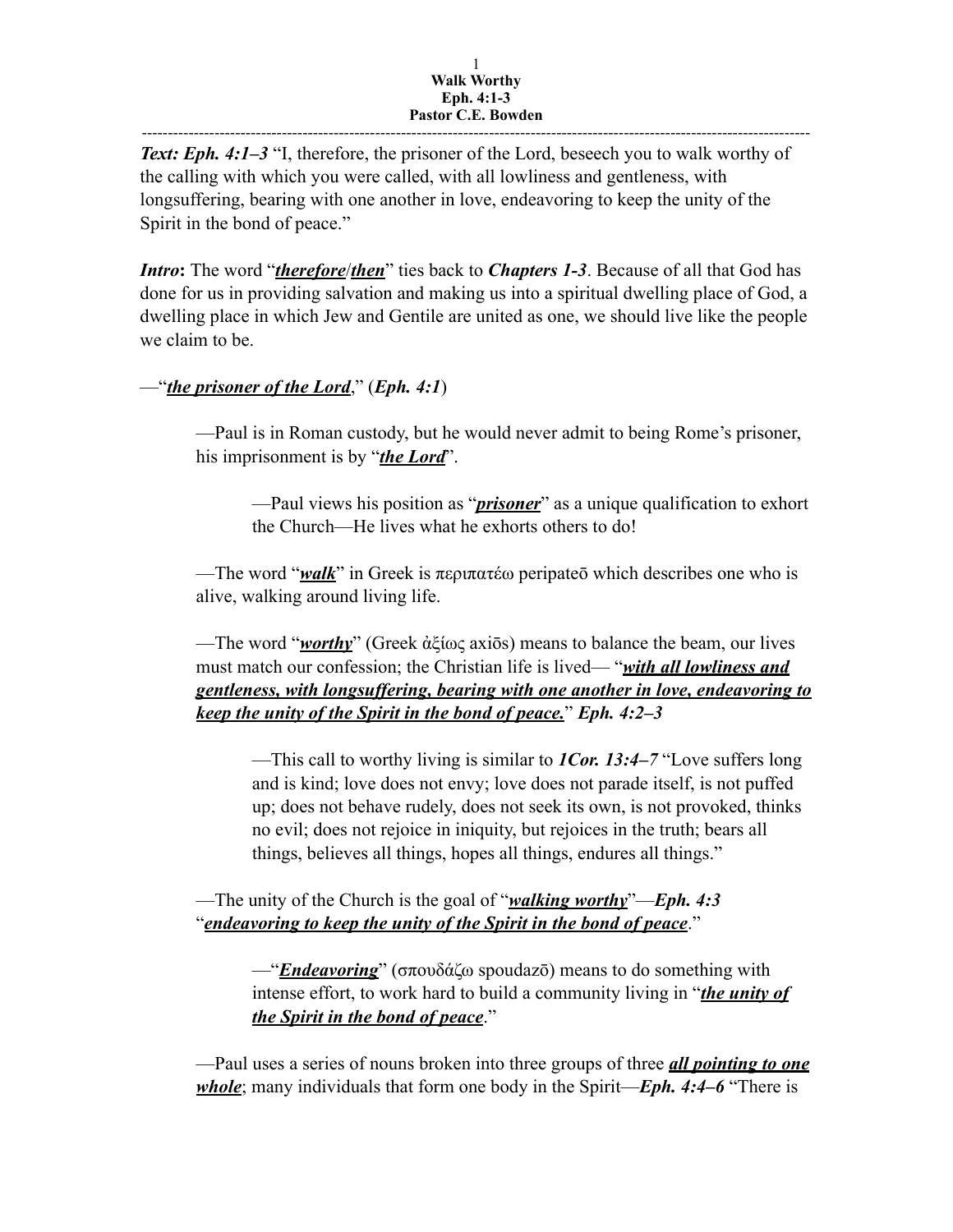**Walk Worthy**
**Eph. 4:1-3**
**Pastor C.E. Bowden**

---

***Text: Eph. 4:1–3*** "I, therefore, the prisoner of the Lord, beseech you to walk worthy of the calling with which you were called, with all lowliness and gentleness, with longsuffering, bearing with one another in love, endeavoring to keep the unity of the Spirit in the bond of peace."

***Intro*:** The word "***therefore***/***then***" ties back to ***Chapters 1-3***. Because of all that God has done for us in providing salvation and making us into a spiritual dwelling place of God, a dwelling place in which Jew and Gentile are united as one, we should live like the people we claim to be.

—"***the prisoner of the Lord***," (***Eph. 4:1***)

> —Paul is in Roman custody, but he would never admit to being Rome's prisoner, his imprisonment is by "***the Lord***".
>
> > —Paul views his position as "***prisoner***" as a unique qualification to exhort the Church—He lives what he exhorts others to do!
>
> —The word "***walk***" in Greek is περιπατέω peripateō which describes one who is alive, walking around living life.
>
> —The word "***worthy***" (Greek ἀξίως axiōs) means to balance the beam, our lives must match our confession; the Christian life is lived— "***with all lowliness and gentleness, with longsuffering, bearing with one another in love, endeavoring to keep the unity of the Spirit in the bond of peace.***" ***Eph. 4:2–3***
>
> > —This call to worthy living is similar to ***1Cor. 13:4–7*** "Love suffers long and is kind; love does not envy; love does not parade itself, is not puffed up; does not behave rudely, does not seek its own, is not provoked, thinks no evil; does not rejoice in iniquity, but rejoices in the truth; bears all things, believes all things, hopes all things, endures all things."
>
> —The unity of the Church is the goal of "***walking worthy***"—***Eph. 4:3*** "***endeavoring to keep the unity of the Spirit in the bond of peace***."
>
> > —"***Endeavoring***" (σπουδάζω spoudazō) means to do something with intense effort, to work hard to build a community living in "***the unity of the Spirit in the bond of peace***."
>
> —Paul uses a series of nouns broken into three groups of three ***all pointing to one whole***; many individuals that form one body in the Spirit—***Eph. 4:4–6*** "There is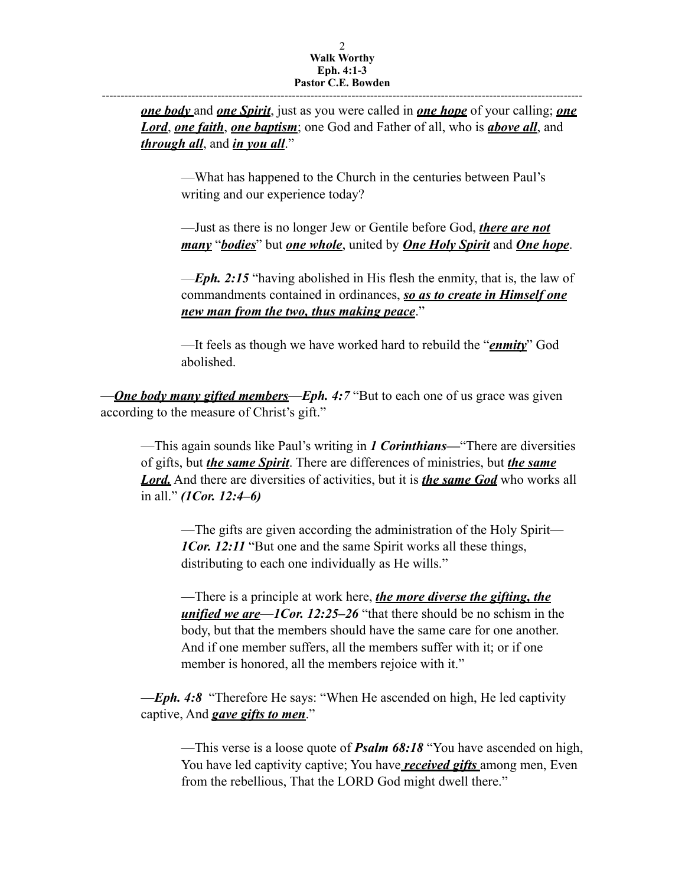***one body*** and ***one Spirit***, just as you were called in ***one hope*** of your calling; ***one Lord***, ***one faith***, ***one baptism***; one God and Father of all, who is ***above all***, and ***through all***, and ***in you all***."

—What has happened to the Church in the centuries between Paul's writing and our experience today?

—Just as there is no longer Jew or Gentile before God, ***there are not many*** "***bodies***" but ***one whole***, united by ***One Holy Spirit*** and ***One hope***.

—***Eph. 2:15*** "having abolished in His flesh the enmity, that is, the law of commandments contained in ordinances, ***so as to create in Himself one new man from the two, thus making peace***."

—It feels as though we have worked hard to rebuild the "***enmity***" God abolished.

—***One body many gifted members***—***Eph. 4:7*** "But to each one of us grace was given according to the measure of Christ's gift."

—This again sounds like Paul's writing in ***1 Corinthians—***"There are diversities of gifts, but ***the same Spirit***. There are differences of ministries, but ***the same Lord.*** And there are diversities of activities, but it is ***the same God*** who works all in all." ***(1Cor. 12:4–6)***

—The gifts are given according the administration of the Holy Spirit—***1Cor. 12:11*** "But one and the same Spirit works all these things, distributing to each one individually as He wills."

—There is a principle at work here, ***the more diverse the gifting, the unified we are***—***1Cor. 12:25–26*** "that there should be no schism in the body, but that the members should have the same care for one another. And if one member suffers, all the members suffer with it; or if one member is honored, all the members rejoice with it."

—***Eph. 4:8*** "Therefore He says: "When He ascended on high, He led captivity captive, And ***gave gifts to men***."

—This verse is a loose quote of ***Psalm 68:18*** "You have ascended on high, You have led captivity captive; You have ***received gifts*** among men, Even from the rebellious, That the LORD God might dwell there."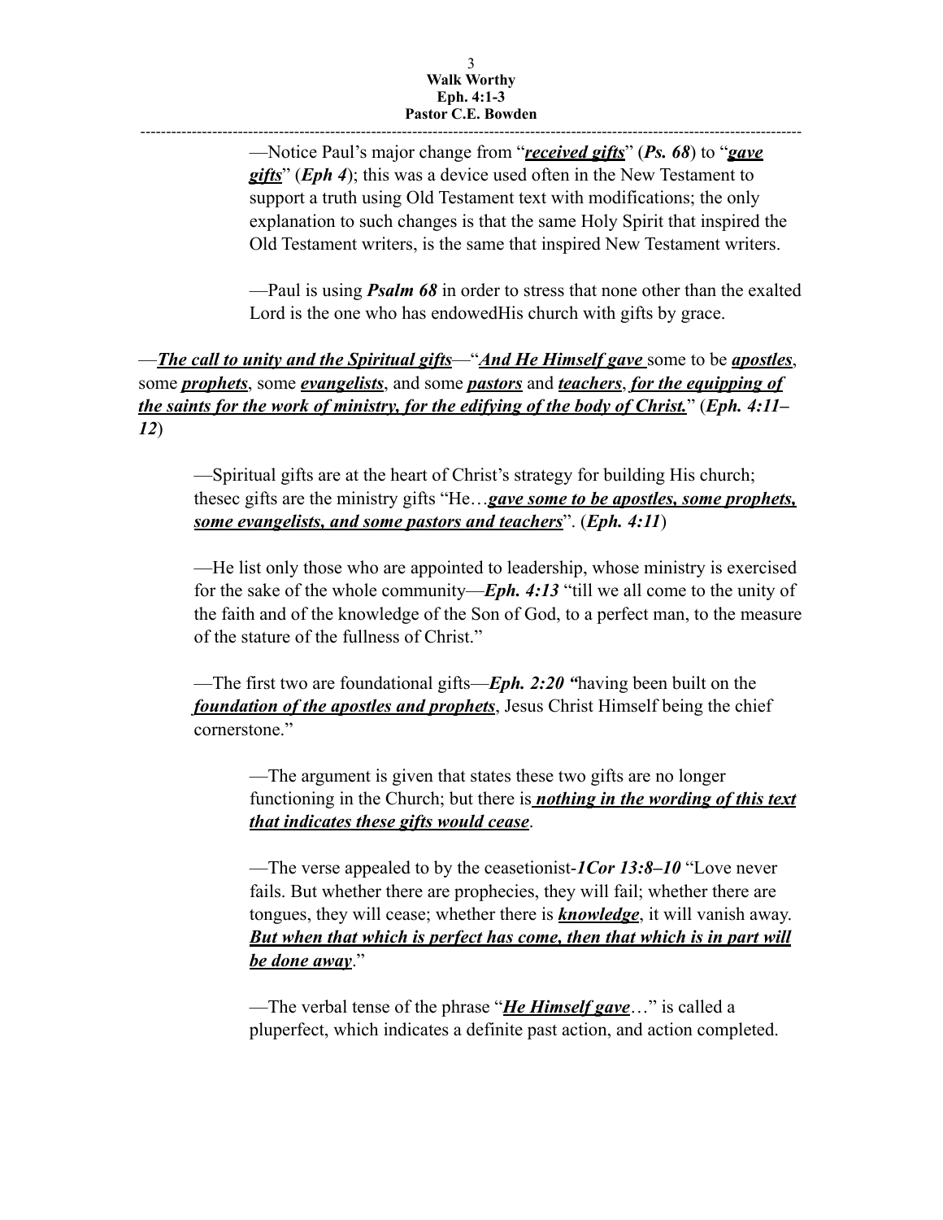—Notice Paul's major change from "***received gifts***" (***Ps. 68***) to "***gave gifts***" (***Eph 4***); this was a device used often in the New Testament to support a truth using Old Testament text with modifications; the only explanation to such changes is that the same Holy Spirit that inspired the Old Testament writers, is the same that inspired New Testament writers.

—Paul is using ***Psalm 68*** in order to stress that none other than the exalted Lord is the one who has endowedHis church with gifts by grace.

—***The call to unity and the Spiritual gifts***—"***And He Himself gave*** some to be ***apostles***, some ***prophets***, some ***evangelists***, and some ***pastors*** and ***teachers***, ***for the equipping of the saints for the work of ministry, for the edifying of the body of Christ.***" (***Eph. 4:11–12***)

—Spiritual gifts are at the heart of Christ's strategy for building His church; thesec gifts are the ministry gifts "He…***gave some to be apostles, some prophets, some evangelists, and some pastors and teachers***". (***Eph. 4:11***)

—He list only those who are appointed to leadership, whose ministry is exercised for the sake of the whole community—***Eph. 4:13*** "till we all come to the unity of the faith and of the knowledge of the Son of God, to a perfect man, to the measure of the stature of the fullness of Christ."

—The first two are foundational gifts—***Eph. 2:20 "***having been built on the ***foundation of the apostles and prophets***, Jesus Christ Himself being the chief cornerstone."

—The argument is given that states these two gifts are no longer functioning in the Church; but there is ***nothing in the wording of this text that indicates these gifts would cease***.

—The verse appealed to by the ceasetionist-***1Cor 13:8–10*** "Love never fails. But whether there are prophecies, they will fail; whether there are tongues, they will cease; whether there is ***knowledge***, it will vanish away. ***But when that which is perfect has come, then that which is in part will be done away***."

—The verbal tense of the phrase "***He Himself gave***…" is called a pluperfect, which indicates a definite past action, and action completed.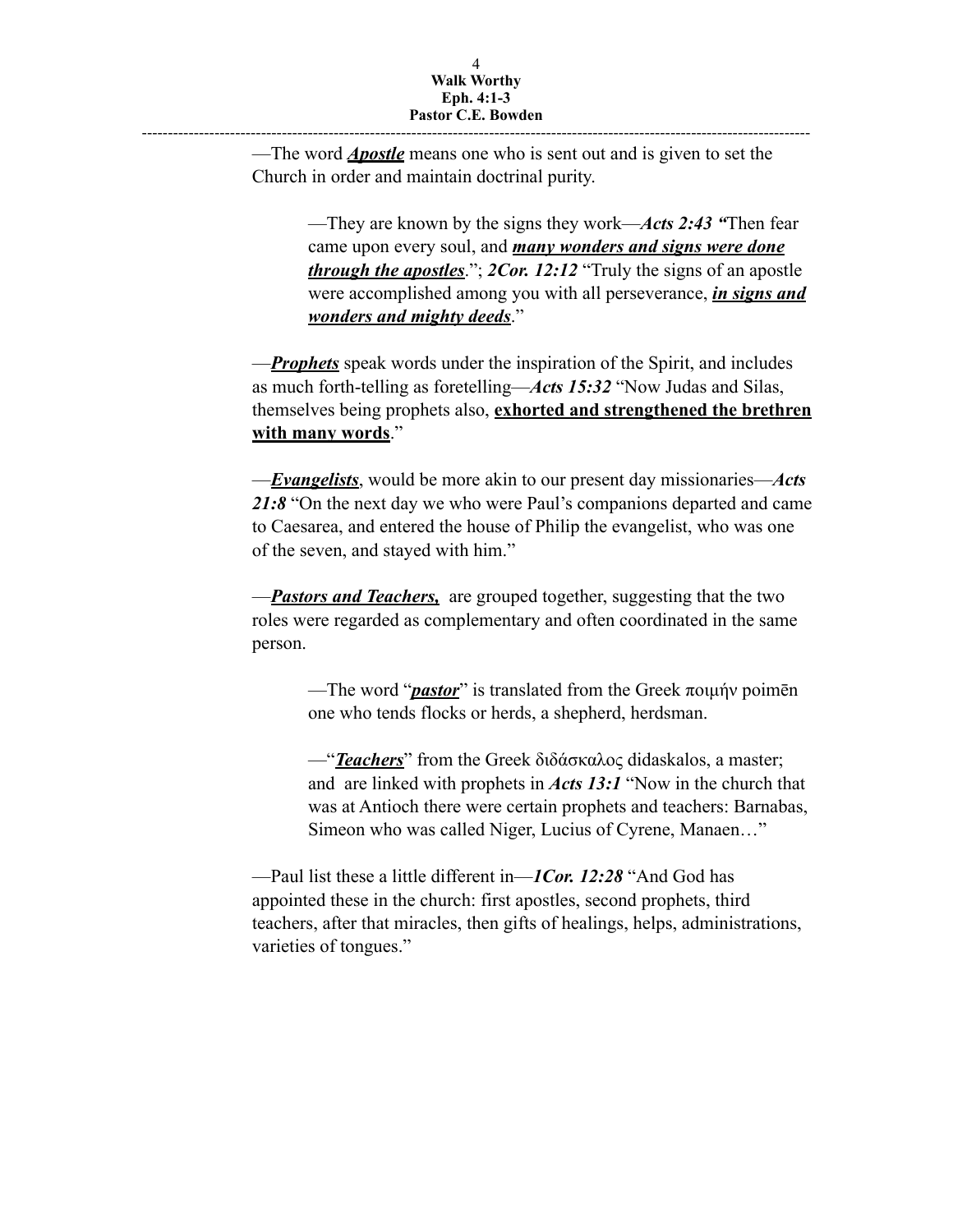—The word ***<u>Apostle</u>*** means one who is sent out and is given to set the Church in order and maintain doctrinal purity.

> —They are known by the signs they work—***Acts 2:43 "***Then fear came upon every soul, and ***<u>many wonders and signs were done through the apostles</u>***."; ***2Cor. 12:12*** "Truly the signs of an apostle were accomplished among you with all perseverance, ***<u>in signs and wonders and mighty deeds</u>***."

—***<u>Prophets</u>*** speak words under the inspiration of the Spirit, and includes as much forth-telling as foretelling—***Acts 15:32*** "Now Judas and Silas, themselves being prophets also, **<u>exhorted and strengthened the brethren with many words</u>**."

—***<u>Evangelists</u>***, would be more akin to our present day missionaries—***Acts 21:8*** "On the next day we who were Paul's companions departed and came to Caesarea, and entered the house of Philip the evangelist, who was one of the seven, and stayed with him."

—***<u>Pastors and Teachers,</u>*** are grouped together, suggesting that the two roles were regarded as complementary and often coordinated in the same person.

> —The word "***<u>pastor</u>***" is translated from the Greek ποιμήν poimēn one who tends flocks or herds, a shepherd, herdsman.
>
> —"***<u>Teachers</u>***" from the Greek διδάσκαλος didaskalos, a master; and are linked with prophets in ***Acts 13:1*** "Now in the church that was at Antioch there were certain prophets and teachers: Barnabas, Simeon who was called Niger, Lucius of Cyrene, Manaen…"

—Paul list these a little different in—***1Cor. 12:28*** "And God has appointed these in the church: first apostles, second prophets, third teachers, after that miracles, then gifts of healings, helps, administrations, varieties of tongues."